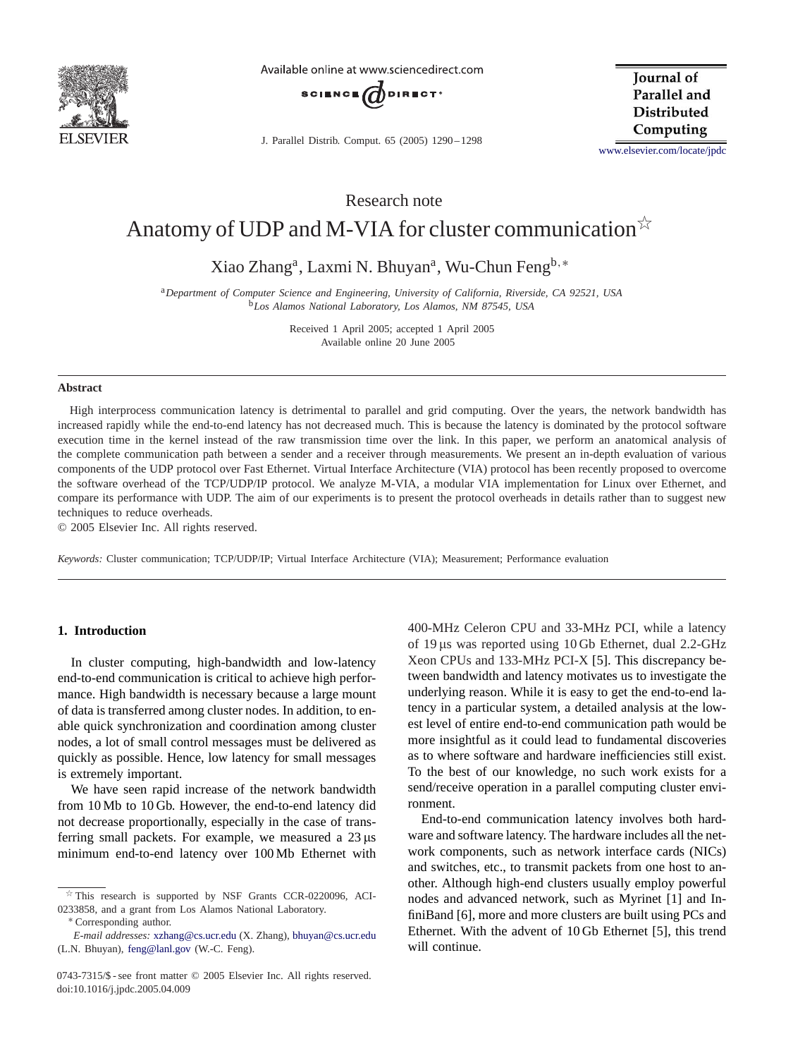Research note

# Anatomy of UDP and M-VIA for cluster communication☆

Xiao Zhang[a], Laxmi N. Bhuyan[a], Wu-Chun Feng[b,*]

[a]*Department of Computer Science and Engineering, University of California, Riverside, CA 92521, USA*
[b]*Los Alamos National Laboratory, Los Alamos, NM 87545, USA*

Received 1 April 2005; accepted 1 April 2005
Available online 20 June 2005

## Abstract

High interprocess communication latency is detrimental to parallel and grid computing. Over the years, the network bandwidth has increased rapidly while the end-to-end latency has not decreased much. This is because the latency is dominated by the protocol software execution time in the kernel instead of the raw transmission time over the link. In this paper, we perform an anatomical analysis of the complete communication path between a sender and a receiver through measurements. We present an in-depth evaluation of various components of the UDP protocol over Fast Ethernet. Virtual Interface Architecture (VIA) protocol has been recently proposed to overcome the software overhead of the TCP/UDP/IP protocol. We analyze M-VIA, a modular VIA implementation for Linux over Ethernet, and compare its performance with UDP. The aim of our experiments is to present the protocol overheads in details rather than to suggest new techniques to reduce overheads.

© 2005 Elsevier Inc. All rights reserved.

*Keywords:* Cluster communication; TCP/UDP/IP; Virtual Interface Architecture (VIA); Measurement; Performance evaluation

## 1. Introduction

In cluster computing, high-bandwidth and low-latency end-to-end communication is critical to achieve high performance. High bandwidth is necessary because a large mount of data is transferred among cluster nodes. In addition, to enable quick synchronization and coordination among cluster nodes, a lot of small control messages must be delivered as quickly as possible. Hence, low latency for small messages is extremely important.

We have seen rapid increase of the network bandwidth from 10 Mb to 10 Gb. However, the end-to-end latency did not decrease proportionally, especially in the case of transferring small packets. For example, we measured a 23 μs minimum end-to-end latency over 100 Mb Ethernet with 400-MHz Celeron CPU and 33-MHz PCI, while a latency of 19 μs was reported using 10 Gb Ethernet, dual 2.2-GHz Xeon CPUs and 133-MHz PCI-X [5]. This discrepancy between bandwidth and latency motivates us to investigate the underlying reason. While it is easy to get the end-to-end latency in a particular system, a detailed analysis at the lowest level of entire end-to-end communication path would be more insightful as it could lead to fundamental discoveries as to where software and hardware inefficiencies still exist. To the best of our knowledge, no such work exists for a send/receive operation in a parallel computing cluster environment.

End-to-end communication latency involves both hardware and software latency. The hardware includes all the network components, such as network interface cards (NICs) and switches, etc., to transmit packets from one host to another. Although high-end clusters usually employ powerful nodes and advanced network, such as Myrinet [1] and InfiniBand [6], more and more clusters are built using PCs and Ethernet. With the advent of 10 Gb Ethernet [5], this trend will continue.

☆ This research is supported by NSF Grants CCR-0220096, ACI-0233858, and a grant from Los Alamos National Laboratory.

* Corresponding author.

*E-mail addresses:* xzhang@cs.ucr.edu (X. Zhang), bhuyan@cs.ucr.edu (L.N. Bhuyan), feng@lanl.gov (W.-C. Feng).

0743-7315/$ - see front matter © 2005 Elsevier Inc. All rights reserved.
doi:10.1016/j.jpdc.2005.04.009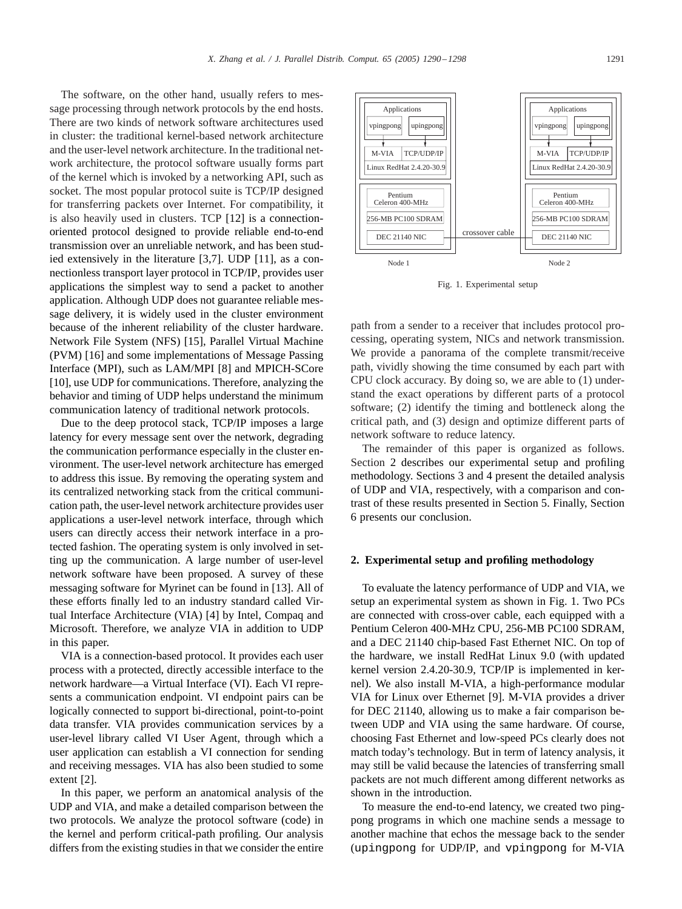The software, on the other hand, usually refers to message processing through network protocols by the end hosts. There are two kinds of network software architectures used in cluster: the traditional kernel-based network architecture and the user-level network architecture. In the traditional network architecture, the protocol software usually forms part of the kernel which is invoked by a networking API, such as socket. The most popular protocol suite is TCP/IP designed for transferring packets over Internet. For compatibility, it is also heavily used in clusters. TCP [12] is a connection-oriented protocol designed to provide reliable end-to-end transmission over an unreliable network, and has been studied extensively in the literature [3,7]. UDP [11], as a connectionless transport layer protocol in TCP/IP, provides user applications the simplest way to send a packet to another application. Although UDP does not guarantee reliable message delivery, it is widely used in the cluster environment because of the inherent reliability of the cluster hardware. Network File System (NFS) [15], Parallel Virtual Machine (PVM) [16] and some implementations of Message Passing Interface (MPI), such as LAM/MPI [8] and MPICH-SCore [10], use UDP for communications. Therefore, analyzing the behavior and timing of UDP helps understand the minimum communication latency of traditional network protocols.

Due to the deep protocol stack, TCP/IP imposes a large latency for every message sent over the network, degrading the communication performance especially in the cluster environment. The user-level network architecture has emerged to address this issue. By removing the operating system and its centralized networking stack from the critical communication path, the user-level network architecture provides user applications a user-level network interface, through which users can directly access their network interface in a protected fashion. The operating system is only involved in setting up the communication. A large number of user-level network software have been proposed. A survey of these messaging software for Myrinet can be found in [13]. All of these efforts finally led to an industry standard called Virtual Interface Architecture (VIA) [4] by Intel, Compaq and Microsoft. Therefore, we analyze VIA in addition to UDP in this paper.

VIA is a connection-based protocol. It provides each user process with a protected, directly accessible interface to the network hardware—a Virtual Interface (VI). Each VI represents a communication endpoint. VI endpoint pairs can be logically connected to support bi-directional, point-to-point data transfer. VIA provides communication services by a user-level library called VI User Agent, through which a user application can establish a VI connection for sending and receiving messages. VIA has also been studied to some extent [2].

In this paper, we perform an anatomical analysis of the UDP and VIA, and make a detailed comparison between the two protocols. We analyze the protocol software (code) in the kernel and perform critical-path profiling. Our analysis differs from the existing studies in that we consider the entire path from a sender to a receiver that includes protocol processing, operating system, NICs and network transmission. We provide a panorama of the complete transmit/receive path, vividly showing the time consumed by each part with CPU clock accuracy. By doing so, we are able to (1) understand the exact operations by different parts of a protocol software; (2) identify the timing and bottleneck along the critical path, and (3) design and optimize different parts of network software to reduce latency.

Applications
vpingpong upingpong
M-VIA TCP/UDP/IP
Linux RedHat 2.4.20-30.9
Pentium Celeron 400-MHz
256-MB PC100 SDRAM
DEC 21140 NIC
crossover cable
Node 1
Node 2

Fig. 1. Experimental setup

The remainder of this paper is organized as follows. Section 2 describes our experimental setup and profiling methodology. Sections 3 and 4 present the detailed analysis of UDP and VIA, respectively, with a comparison and contrast of these results presented in Section 5. Finally, Section 6 presents our conclusion.

## 2. Experimental setup and profiling methodology

To evaluate the latency performance of UDP and VIA, we setup an experimental system as shown in Fig. 1. Two PCs are connected with cross-over cable, each equipped with a Pentium Celeron 400-MHz CPU, 256-MB PC100 SDRAM, and a DEC 21140 chip-based Fast Ethernet NIC. On top of the hardware, we install RedHat Linux 9.0 (with updated kernel version 2.4.20-30.9, TCP/IP is implemented in kernel). We also install M-VIA, a high-performance modular VIA for Linux over Ethernet [9]. M-VIA provides a driver for DEC 21140, allowing us to make a fair comparison between UDP and VIA using the same hardware. Of course, choosing Fast Ethernet and low-speed PCs clearly does not match today's technology. But in term of latency analysis, it may still be valid because the latencies of transferring small packets are not much different among different networks as shown in the introduction.

To measure the end-to-end latency, we created two ping-pong programs in which one machine sends a message to another machine that echos the message back to the sender (`upingpong` for UDP/IP, and `vpingpong` for M-VIA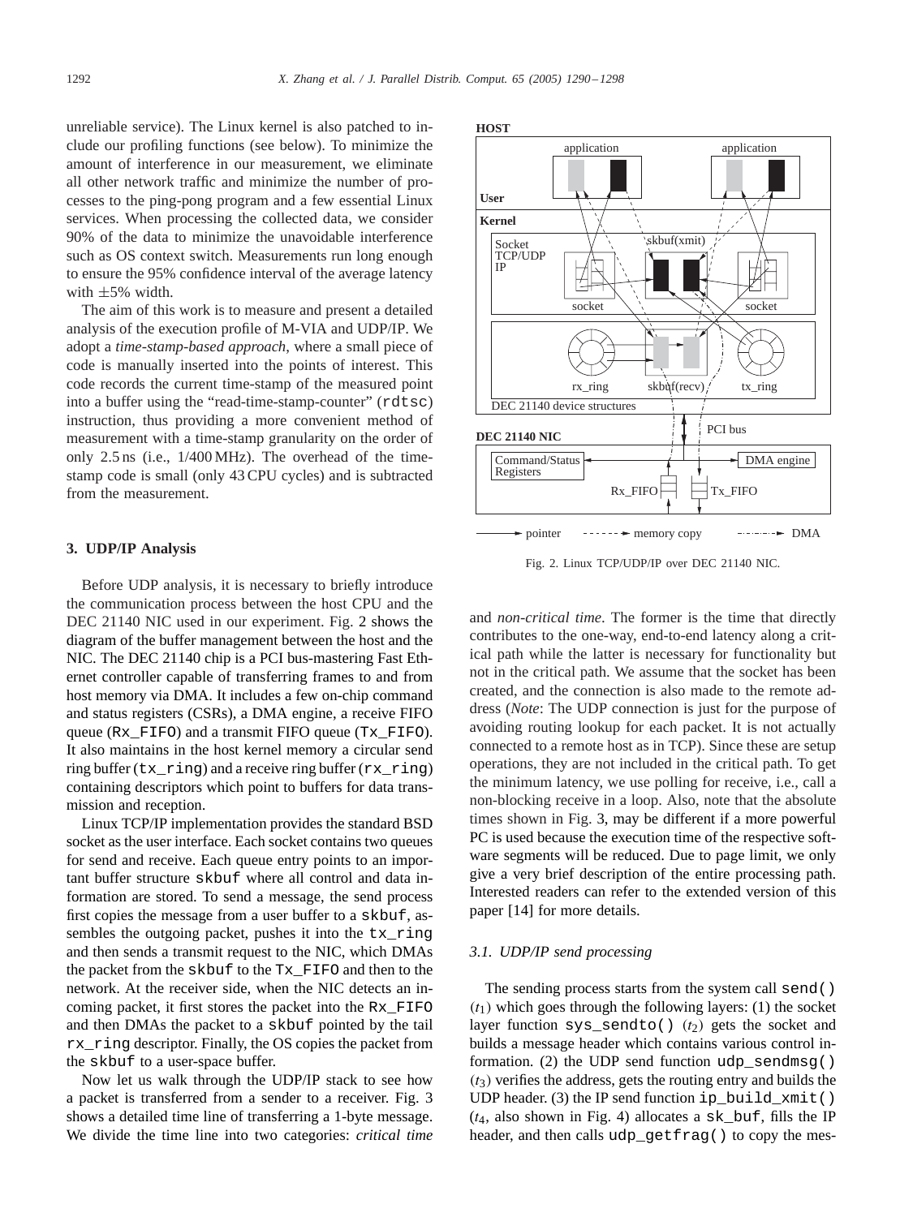unreliable service). The Linux kernel is also patched to include our profiling functions (see below). To minimize the amount of interference in our measurement, we eliminate all other network traffic and minimize the number of processes to the ping-pong program and a few essential Linux services. When processing the collected data, we consider 90% of the data to minimize the unavoidable interference such as OS context switch. Measurements run long enough to ensure the 95% confidence interval of the average latency with ±5% width.

The aim of this work is to measure and present a detailed analysis of the execution profile of M-VIA and UDP/IP. We adopt a *time-stamp-based approach*, where a small piece of code is manually inserted into the points of interest. This code records the current time-stamp of the measured point into a buffer using the "read-time-stamp-counter" (`rdtsc`) instruction, thus providing a more convenient method of measurement with a time-stamp granularity on the order of only 2.5 ns (i.e., 1/400 MHz). The overhead of the time-stamp code is small (only 43 CPU cycles) and is subtracted from the measurement.

## 3. UDP/IP Analysis

Before UDP analysis, it is necessary to briefly introduce the communication process between the host CPU and the DEC 21140 NIC used in our experiment. Fig. 2 shows the diagram of the buffer management between the host and the NIC. The DEC 21140 chip is a PCI bus-mastering Fast Ethernet controller capable of transferring frames to and from host memory via DMA. It includes a few on-chip command and status registers (CSRs), a DMA engine, a receive FIFO queue (`Rx_FIFO`) and a transmit FIFO queue (`Tx_FIFO`). It also maintains in the host kernel memory a circular send ring buffer (`tx_ring`) and a receive ring buffer (`rx_ring`) containing descriptors which point to buffers for data transmission and reception.

Linux TCP/IP implementation provides the standard BSD socket as the user interface. Each socket contains two queues for send and receive. Each queue entry points to an important buffer structure `skbuf` where all control and data information are stored. To send a message, the send process first copies the message from a user buffer to a `skbuf`, assembles the outgoing packet, pushes it into the `tx_ring` and then sends a transmit request to the NIC, which DMAs the packet from the `skbuf` to the `Tx_FIFO` and then to the network. At the receiver side, when the NIC detects an incoming packet, it first stores the packet into the `Rx_FIFO` and then DMAs the packet to a `skbuf` pointed by the tail `rx_ring` descriptor. Finally, the OS copies the packet from the `skbuf` to a user-space buffer.

Now let us walk through the UDP/IP stack to see how a packet is transferred from a sender to a receiver. Fig. 3 shows a detailed time line of transferring a 1-byte message. We divide the time line into two categories: *critical time*

HOST
application
application
User
Kernel
Socket
TCP/UDP
IP
skbuf(xmit)
socket
socket
rx_ring
skbuf(recv)
tx_ring
DEC 21140 device structures
PCI bus
DEC 21140 NIC
Command/Status
Registers
DMA engine
Rx_FIFO
Tx_FIFO
pointer
memory copy
DMA

Fig. 2. Linux TCP/UDP/IP over DEC 21140 NIC.

and *non-critical time*. The former is the time that directly contributes to the one-way, end-to-end latency along a critical path while the latter is necessary for functionality but not in the critical path. We assume that the socket has been created, and the connection is also made to the remote address (*Note*: The UDP connection is just for the purpose of avoiding routing lookup for each packet. It is not actually connected to a remote host as in TCP). Since these are setup operations, they are not included in the critical path. To get the minimum latency, we use polling for receive, i.e., call a non-blocking receive in a loop. Also, note that the absolute times shown in Fig. 3, may be different if a more powerful PC is used because the execution time of the respective software segments will be reduced. Due to page limit, we only give a very brief description of the entire processing path. Interested readers can refer to the extended version of this paper [14] for more details.

### 3.1. UDP/IP send processing

The sending process starts from the system call `send()` ($t_1$) which goes through the following layers: (1) the socket layer function `sys_sendto()` ($t_2$) gets the socket and builds a message header which contains various control information. (2) the UDP send function `udp_sendmsg()` ($t_3$) verifies the address, gets the routing entry and builds the UDP header. (3) the IP send function `ip_build_xmit()` ($t_4$, also shown in Fig. 4) allocates a `sk_buf`, fills the IP header, and then calls `udp_getfrag()` to copy the mes-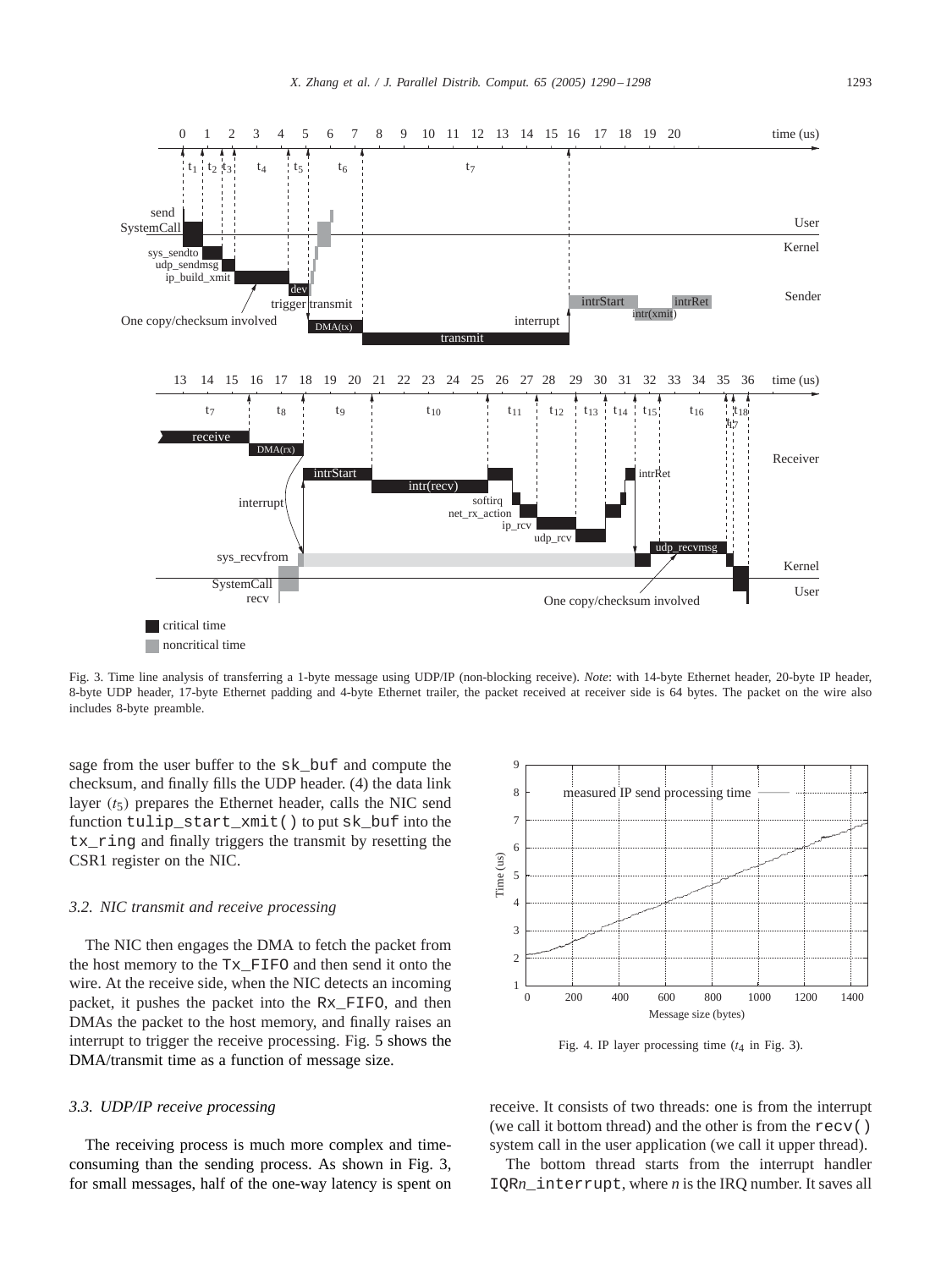0 1 2 3 4 5 6 7 8 9 10 11 12 13 14 15 16 17 18 19 20 time (us)

$t_1$ $t_2$ $t_3$ $t_4$ $t_5$ $t_6$ $t_7$

send SystemCall

User

Kernel

sys_sendto

udp_sendmsg

ip_build_xmit

dev

Sender

trigger transmit

One copy/checksum involved

DMA(tx)

transmit

interrupt

intrStart

intr(xmit)

intrRet

13 14 15 16 17 18 19 20 21 22 23 24 25 26 27 28 29 30 31 32 33 34 35 36 time (us)

$t_7$ $t_8$ $t_9$ $t_{10}$ $t_{11}$ $t_{12}$ $t_{13}$ $t_{14}$ $t_{15}$ $t_{16}$ $t_{17}$ $t_{18}$

receive

DMA(rx)

Receiver

intrStart

intr(recv)

interrupt

softirq

net_rx_action

ip_rcv

udp_rcv

intrRet

sys_recvfrom

udp_recvmsg

Kernel

SystemCall recv

User

One copy/checksum involved

critical time

noncritical time

Fig. 3. Time line analysis of transferring a 1-byte message using UDP/IP (non-blocking receive). *Note*: with 14-byte Ethernet header, 20-byte IP header, 8-byte UDP header, 17-byte Ethernet padding and 4-byte Ethernet trailer, the packet received at receiver side is 64 bytes. The packet on the wire also includes 8-byte preamble.

sage from the user buffer to the sk_buf and compute the checksum, and finally fills the UDP header. (4) the data link layer ($t_5$) prepares the Ethernet header, calls the NIC send function tulip_start_xmit() to put sk_buf into the tx_ring and finally triggers the transmit by resetting the CSR1 register on the NIC.

### 3.2. NIC transmit and receive processing

The NIC then engages the DMA to fetch the packet from the host memory to the Tx_FIFO and then send it onto the wire. At the receive side, when the NIC detects an incoming packet, it pushes the packet into the Rx_FIFO, and then DMAs the packet to the host memory, and finally raises an interrupt to trigger the receive processing. Fig. 5 shows the DMA/transmit time as a function of message size.

### 3.3. UDP/IP receive processing

The receiving process is much more complex and time-consuming than the sending process. As shown in Fig. 3, for small messages, half of the one-way latency is spent on receive. It consists of two threads: one is from the interrupt (we call it bottom thread) and the other is from the recv() system call in the user application (we call it upper thread).

Time (us)

9 8 7 6 5 4 3 2 1

measured IP send processing time

0 200 400 600 800 1000 1200 1400

Message size (bytes)

Fig. 4. IP layer processing time ($t_4$ in Fig. 3).

The bottom thread starts from the interrupt handler IQR*n*_interrupt, where *n* is the IRQ number. It saves all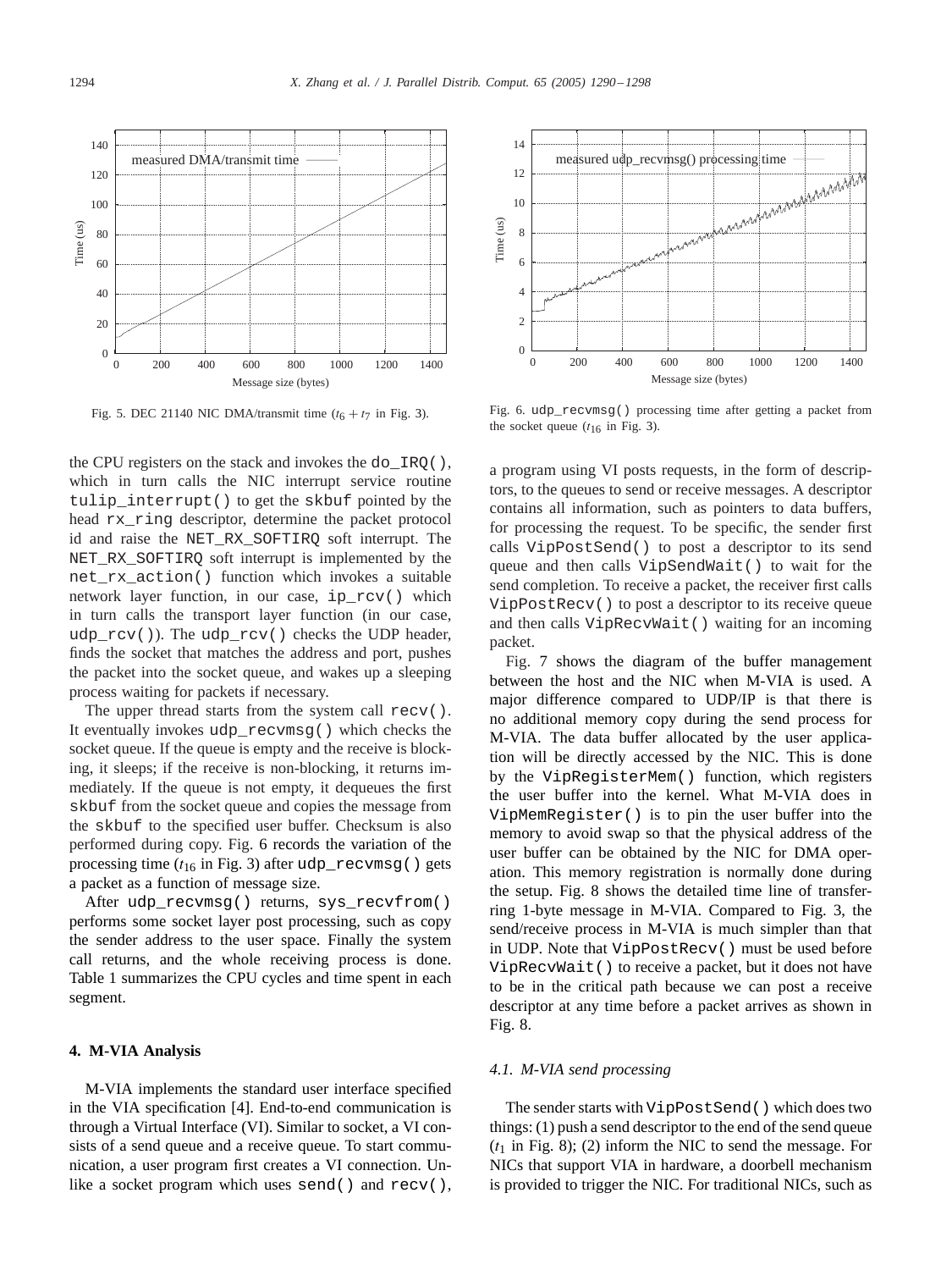140
120
100
80
60
40
20
0
Time (us)
0 200 400 600 800 1000 1200 1400
Message size (bytes)
measured DMA/transmit time

Fig. 5. DEC 21140 NIC DMA/transmit time ($t_6 + t_7$ in Fig. 3).

14
12
10
8
6
4
2
0
Time (us)
0 200 400 600 800 1000 1200 1400
Message size (bytes)
measured udp_recvmsg() processing time

Fig. 6. udp_recvmsg() processing time after getting a packet from the socket queue ($t_{16}$ in Fig. 3).

the CPU registers on the stack and invokes the do_IRQ(), which in turn calls the NIC interrupt service routine tulip_interrupt() to get the skbuf pointed by the head rx_ring descriptor, determine the packet protocol id and raise the NET_RX_SOFTIRQ soft interrupt. The NET_RX_SOFTIRQ soft interrupt is implemented by the net_rx_action() function which invokes a suitable network layer function, in our case, ip_rcv() which in turn calls the transport layer function (in our case, udp_rcv()). The udp_rcv() checks the UDP header, finds the socket that matches the address and port, pushes the packet into the socket queue, and wakes up a sleeping process waiting for packets if necessary.

The upper thread starts from the system call recv(). It eventually invokes udp_recvmsg() which checks the socket queue. If the queue is empty and the receive is blocking, it sleeps; if the receive is non-blocking, it returns immediately. If the queue is not empty, it dequeues the first skbuf from the socket queue and copies the message from the skbuf to the specified user buffer. Checksum is also performed during copy. Fig. 6 records the variation of the processing time ($t_{16}$ in Fig. 3) after udp_recvmsg() gets a packet as a function of message size.

After udp_recvmsg() returns, sys_recvfrom() performs some socket layer post processing, such as copy the sender address to the user space. Finally the system call returns, and the whole receiving process is done. Table 1 summarizes the CPU cycles and time spent in each segment.

## 4. M-VIA Analysis

M-VIA implements the standard user interface specified in the VIA specification [4]. End-to-end communication is through a Virtual Interface (VI). Similar to socket, a VI consists of a send queue and a receive queue. To start communication, a user program first creates a VI connection. Unlike a socket program which uses send() and recv(), a program using VI posts requests, in the form of descriptors, to the queues to send or receive messages. A descriptor contains all information, such as pointers to data buffers, for processing the request. To be specific, the sender first calls VipPostSend() to post a descriptor to its send queue and then calls VipSendWait() to wait for the send completion. To receive a packet, the receiver first calls VipPostRecv() to post a descriptor to its receive queue and then calls VipRecvWait() waiting for an incoming packet.

Fig. 7 shows the diagram of the buffer management between the host and the NIC when M-VIA is used. A major difference compared to UDP/IP is that there is no additional memory copy during the send process for M-VIA. The data buffer allocated by the user application will be directly accessed by the NIC. This is done by the VipRegisterMem() function, which registers the user buffer into the kernel. What M-VIA does in VipMemRegister() is to pin the user buffer into the memory to avoid swap so that the physical address of the user buffer can be obtained by the NIC for DMA operation. This memory registration is normally done during the setup. Fig. 8 shows the detailed time line of transferring 1-byte message in M-VIA. Compared to Fig. 3, the send/receive process in M-VIA is much simpler than that in UDP. Note that VipPostRecv() must be used before VipRecvWait() to receive a packet, but it does not have to be in the critical path because we can post a receive descriptor at any time before a packet arrives as shown in Fig. 8.

### 4.1. M-VIA send processing

The sender starts with VipPostSend() which does two things: (1) push a send descriptor to the end of the send queue ($t_1$ in Fig. 8); (2) inform the NIC to send the message. For NICs that support VIA in hardware, a doorbell mechanism is provided to trigger the NIC. For traditional NICs, such as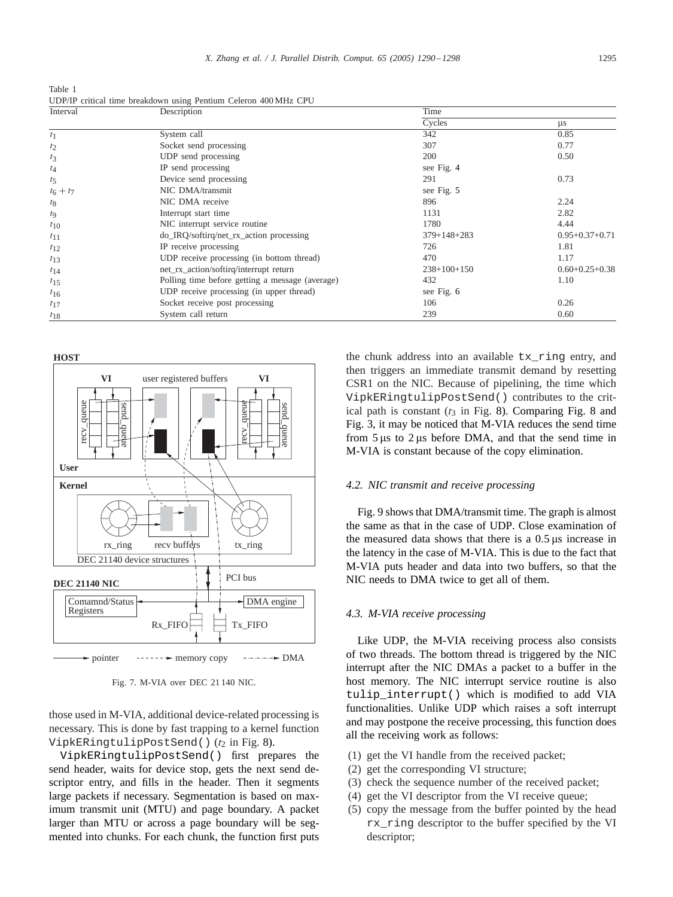Table 1
UDP/IP critical time breakdown using Pentium Celeron 400 MHz CPU

| Interval | Description | Time | |
|---|---|---|---|
| | | Cycles | μs |
| $t_1$ | System call | 342 | 0.85 |
| $t_2$ | Socket send processing | 307 | 0.77 |
| $t_3$ | UDP send processing | 200 | 0.50 |
| $t_4$ | IP send processing | see Fig. 4 | |
| $t_5$ | Device send processing | 291 | 0.73 |
| $t_6 + t_7$ | NIC DMA/transmit | see Fig. 5 | |
| $t_8$ | NIC DMA receive | 896 | 2.24 |
| $t_9$ | Interrupt start time | 1131 | 2.82 |
| $t_{10}$ | NIC interrupt service routine | 1780 | 4.44 |
| $t_{11}$ | do_IRQ/softirq/net_rx_action processing | 379+148+283 | 0.95+0.37+0.71 |
| $t_{12}$ | IP receive processing | 726 | 1.81 |
| $t_{13}$ | UDP receive processing (in bottom thread) | 470 | 1.17 |
| $t_{14}$ | net_rx_action/softirq/interrupt return | 238+100+150 | 0.60+0.25+0.38 |
| $t_{15}$ | Polling time before getting a message (average) | 432 | 1.10 |
| $t_{16}$ | UDP receive processing (in upper thread) | see Fig. 6 | |
| $t_{17}$ | Socket receive post processing | 106 | 0.26 |
| $t_{18}$ | System call return | 239 | 0.60 |

HOST
VI
user registered buffers
VI
recv_queue
send_queue
User
Kernel
rx_ring
recv buffers
tx_ring
DEC 21140 device structures
PCI bus
DEC 21140 NIC
Comamnd/Status Registers
DMA engine
Rx_FIFO
Tx_FIFO
pointer
memory copy
DMA

Fig. 7. M-VIA over DEC 21 140 NIC.

those used in M-VIA, additional device-related processing is necessary. This is done by fast trapping to a kernel function `VipkERingtulipPostSend()` ($t_2$ in Fig. 8).

`VipkERingtulipPostSend()` first prepares the send header, waits for device stop, gets the next send descriptor entry, and fills in the header. Then it segments large packets if necessary. Segmentation is based on maximum transmit unit (MTU) and page boundary. A packet larger than MTU or across a page boundary will be segmented into chunks. For each chunk, the function first puts the chunk address into an available `tx_ring` entry, and then triggers an immediate transmit demand by resetting CSR1 on the NIC. Because of pipelining, the time which `VipkERingtulipPostSend()` contributes to the critical path is constant ($t_3$ in Fig. 8). Comparing Fig. 8 and Fig. 3, it may be noticed that M-VIA reduces the send time from 5 μs to 2 μs before DMA, and that the send time in M-VIA is constant because of the copy elimination.

### 4.2. NIC transmit and receive processing

Fig. 9 shows that DMA/transmit time. The graph is almost the same as that in the case of UDP. Close examination of the measured data shows that there is a 0.5 μs increase in the latency in the case of M-VIA. This is due to the fact that M-VIA puts header and data into two buffers, so that the NIC needs to DMA twice to get all of them.

### 4.3. M-VIA receive processing

Like UDP, the M-VIA receiving process also consists of two threads. The bottom thread is triggered by the NIC interrupt after the NIC DMAs a packet to a buffer in the host memory. The NIC interrupt service routine is also `tulip_interrupt()` which is modified to add VIA functionalities. Unlike UDP which raises a soft interrupt and may postpone the receive processing, this function does all the receiving work as follows:

(1) get the VI handle from the received packet;
(2) get the corresponding VI structure;
(3) check the sequence number of the received packet;
(4) get the VI descriptor from the VI receive queue;
(5) copy the message from the buffer pointed by the head `rx_ring` descriptor to the buffer specified by the VI descriptor;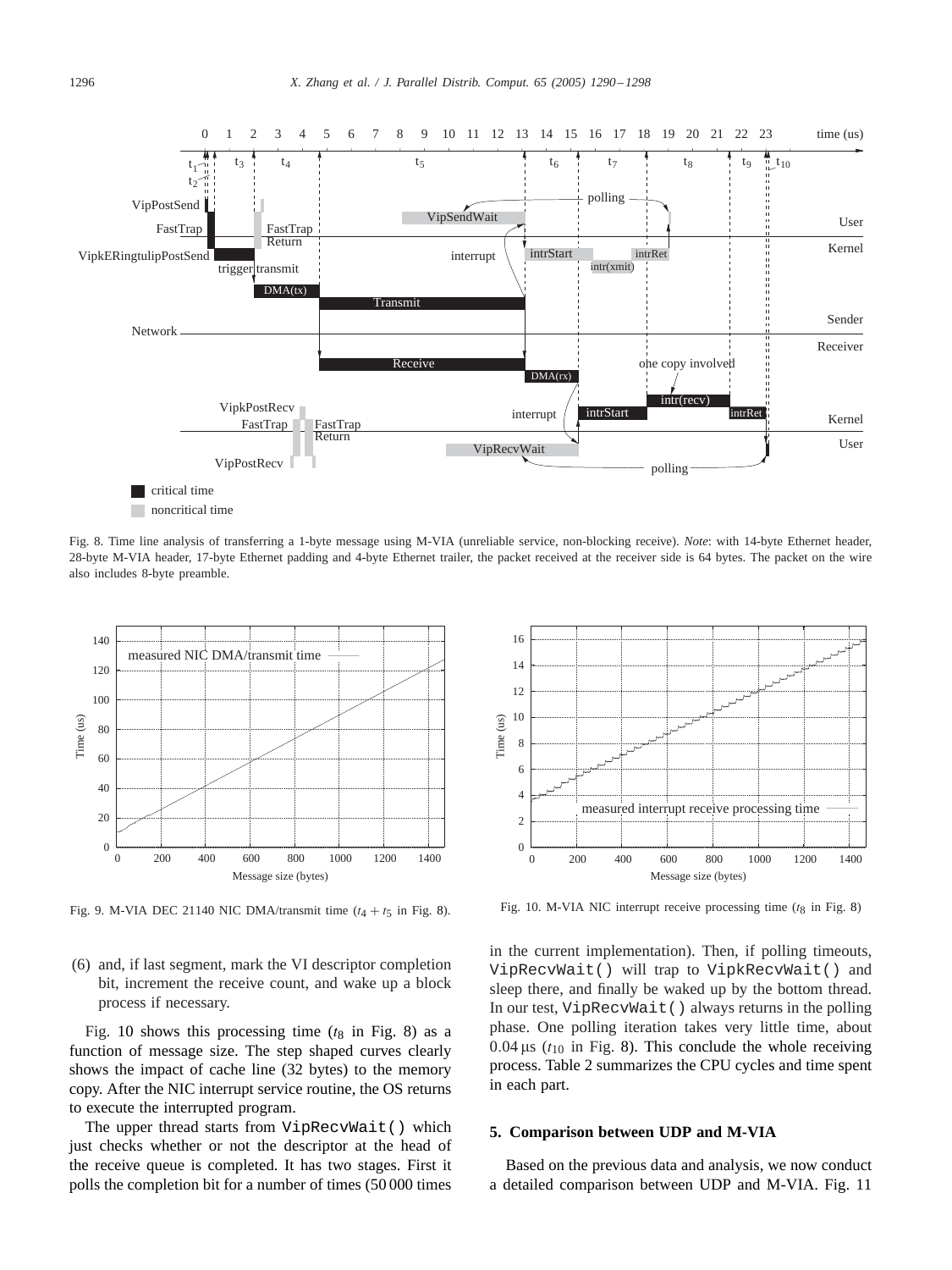0 1 2 3 4 5 6 7 8 9 10 11 12 13 14 15 16 17 18 19 20 21 22 23 time (us)

$t_1$ $t_2$ $t_3$ $t_4$ $t_5$ $t_6$ $t_7$ $t_8$ $t_9$ $t_{10}$

VipPostSend
FastTrap
VipkERingtulipPostSend
trigger transmit
FastTrap Return
VipSendWait
polling
User
Kernel
interrupt
intrStart
intr(xmit)
intrRet
DMA(tx)
Transmit
Sender
Network
Receiver
Receive
DMA(rx)
one copy involved
intr(recv)
VipkPostRecv
FastTrap
FastTrap Return
interrupt
intrStart
intrRet
Kernel
User
VipRecvWait
VipPostRecv
polling

critical time
noncritical time

Fig. 8. Time line analysis of transferring a 1-byte message using M-VIA (unreliable service, non-blocking receive). *Note*: with 14-byte Ethernet header, 28-byte M-VIA header, 17-byte Ethernet padding and 4-byte Ethernet trailer, the packet received at the receiver side is 64 bytes. The packet on the wire also includes 8-byte preamble.

measured NIC DMA/transmit time
Time (us)
Message size (bytes)

Fig. 9. M-VIA DEC 21140 NIC DMA/transmit time ($t_4 + t_5$ in Fig. 8).

measured interrupt receive processing time
Time (us)
Message size (bytes)

Fig. 10. M-VIA NIC interrupt receive processing time ($t_8$ in Fig. 8)

(6) and, if last segment, mark the VI descriptor completion bit, increment the receive count, and wake up a block process if necessary.

Fig. 10 shows this processing time ($t_8$ in Fig. 8) as a function of message size. The step shaped curves clearly shows the impact of cache line (32 bytes) to the memory copy. After the NIC interrupt service routine, the OS returns to execute the interrupted program.

The upper thread starts from `VipRecvWait()` which just checks whether or not the descriptor at the head of the receive queue is completed. It has two stages. First it polls the completion bit for a number of times (50 000 times in the current implementation). Then, if polling timeouts, `VipRecvWait()` will trap to `VipkRecvWait()` and sleep there, and finally be waked up by the bottom thread. In our test, `VipRecvWait()` always returns in the polling phase. One polling iteration takes very little time, about 0.04 μs ($t_{10}$ in Fig. 8). This conclude the whole receiving process. Table 2 summarizes the CPU cycles and time spent in each part.

## 5. Comparison between UDP and M-VIA

Based on the previous data and analysis, we now conduct a detailed comparison between UDP and M-VIA. Fig. 11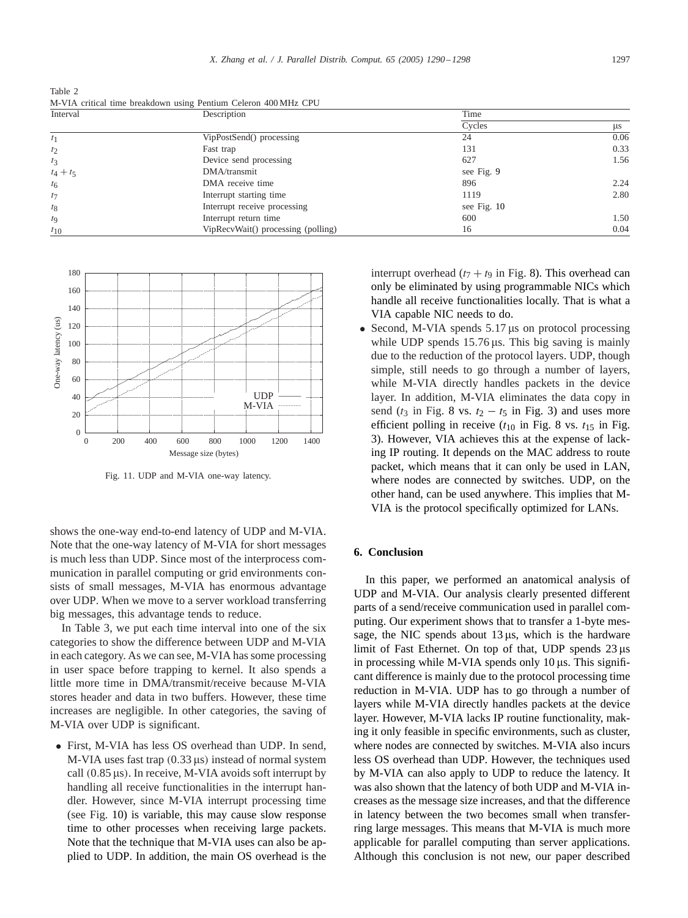Table 2
M-VIA critical time breakdown using Pentium Celeron 400 MHz CPU

| Interval | Description | Time | |
|---|---|---|---|
| | | Cycles | μs |
| $t_1$ | VipPostSend() processing | 24 | 0.06 |
| $t_2$ | Fast trap | 131 | 0.33 |
| $t_3$ | Device send processing | 627 | 1.56 |
| $t_4 + t_5$ | DMA/transmit | see Fig. 9 | |
| $t_6$ | DMA receive time | 896 | 2.24 |
| $t_7$ | Interrupt starting time | 1119 | 2.80 |
| $t_8$ | Interrupt receive processing | see Fig. 10 | |
| $t_9$ | Interrupt return time | 600 | 1.50 |
| $t_{10}$ | VipRecvWait() processing (polling) | 16 | 0.04 |

180
160
140
120
100
80
60
40
20
0
One-way latency (us)
0 200 400 600 800 1000 1200 1400
Message size (bytes)
UDP
M-VIA

Fig. 11. UDP and M-VIA one-way latency.

shows the one-way end-to-end latency of UDP and M-VIA. Note that the one-way latency of M-VIA for short messages is much less than UDP. Since most of the interprocess communication in parallel computing or grid environments consists of small messages, M-VIA has enormous advantage over UDP. When we move to a server workload transferring big messages, this advantage tends to reduce.

In Table 3, we put each time interval into one of the six categories to show the difference between UDP and M-VIA in each category. As we can see, M-VIA has some processing in user space before trapping to kernel. It also spends a little more time in DMA/transmit/receive because M-VIA stores header and data in two buffers. However, these time increases are negligible. In other categories, the saving of M-VIA over UDP is significant.

- First, M-VIA has less OS overhead than UDP. In send, M-VIA uses fast trap (0.33 μs) instead of normal system call (0.85 μs). In receive, M-VIA avoids soft interrupt by handling all receive functionalities in the interrupt handler. However, since M-VIA interrupt processing time (see Fig. 10) is variable, this may cause slow response time to other processes when receiving large packets. Note that the technique that M-VIA uses can also be applied to UDP. In addition, the main OS overhead is the interrupt overhead ($t_7 + t_9$ in Fig. 8). This overhead can only be eliminated by using programmable NICs which handle all receive functionalities locally. That is what a VIA capable NIC needs to do.
- Second, M-VIA spends 5.17 μs on protocol processing while UDP spends 15.76 μs. This big saving is mainly due to the reduction of the protocol layers. UDP, though simple, still needs to go through a number of layers, while M-VIA directly handles packets in the device layer. In addition, M-VIA eliminates the data copy in send ($t_3$ in Fig. 8 vs. $t_2 - t_5$ in Fig. 3) and uses more efficient polling in receive ($t_{10}$ in Fig. 8 vs. $t_{15}$ in Fig. 3). However, VIA achieves this at the expense of lacking IP routing. It depends on the MAC address to route packet, which means that it can only be used in LAN, where nodes are connected by switches. UDP, on the other hand, can be used anywhere. This implies that M-VIA is the protocol specifically optimized for LANs.

## 6. Conclusion

In this paper, we performed an anatomical analysis of UDP and M-VIA. Our analysis clearly presented different parts of a send/receive communication used in parallel computing. Our experiment shows that to transfer a 1-byte message, the NIC spends about 13 μs, which is the hardware limit of Fast Ethernet. On top of that, UDP spends 23 μs in processing while M-VIA spends only 10 μs. This significant difference is mainly due to the protocol processing time reduction in M-VIA. UDP has to go through a number of layers while M-VIA directly handles packets at the device layer. However, M-VIA lacks IP routine functionality, making it only feasible in specific environments, such as cluster, where nodes are connected by switches. M-VIA also incurs less OS overhead than UDP. However, the techniques used by M-VIA can also apply to UDP to reduce the latency. It was also shown that the latency of both UDP and M-VIA increases as the message size increases, and that the difference in latency between the two becomes small when transferring large messages. This means that M-VIA is much more applicable for parallel computing than server applications. Although this conclusion is not new, our paper described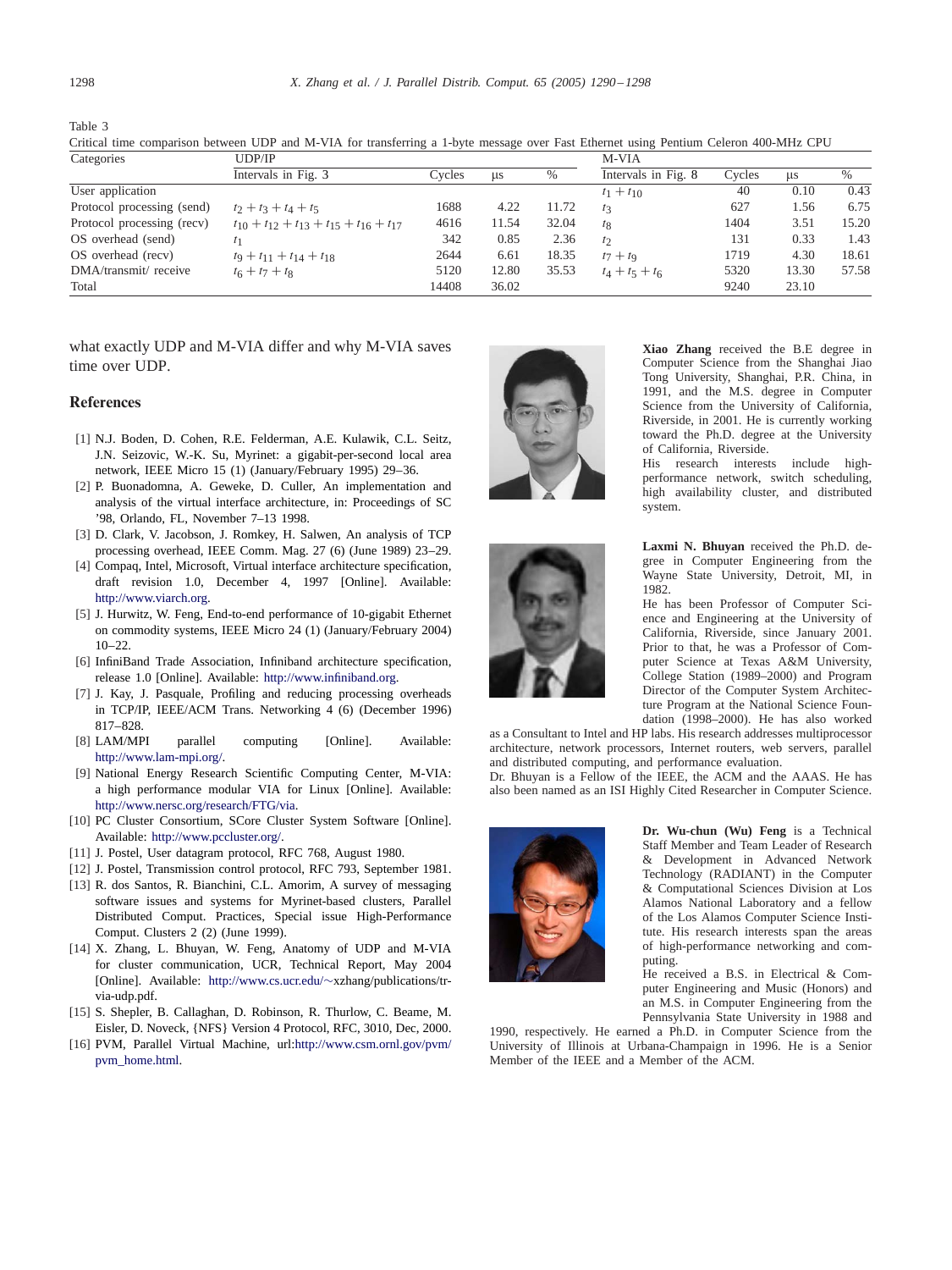Table 3
Critical time comparison between UDP and M-VIA for transferring a 1-byte message over Fast Ethernet using Pentium Celeron 400-MHz CPU

| Categories | UDP/IP | | | | M-VIA | | | |
|---|---|---|---|---|---|---|---|---|
| | Intervals in Fig. 3 | Cycles | μs | % | Intervals in Fig. 8 | Cycles | μs | % |
| User application | | | | | $t_1 + t_{10}$ | 40 | 0.10 | 0.43 |
| Protocol processing (send) | $t_2 + t_3 + t_4 + t_5$ | 1688 | 4.22 | 11.72 | $t_3$ | 627 | 1.56 | 6.75 |
| Protocol processing (recv) | $t_{10} + t_{12} + t_{13} + t_{15} + t_{16} + t_{17}$ | 4616 | 11.54 | 32.04 | $t_8$ | 1404 | 3.51 | 15.20 |
| OS overhead (send) | $t_1$ | 342 | 0.85 | 2.36 | $t_2$ | 131 | 0.33 | 1.43 |
| OS overhead (recv) | $t_9 + t_{11} + t_{14} + t_{18}$ | 2644 | 6.61 | 18.35 | $t_7 + t_9$ | 1719 | 4.30 | 18.61 |
| DMA/transmit/ receive | $t_6 + t_7 + t_8$ | 5120 | 12.80 | 35.53 | $t_4 + t_5 + t_6$ | 5320 | 13.30 | 57.58 |
| Total | | 14408 | 36.02 | | | 9240 | 23.10 | |

what exactly UDP and M-VIA differ and why M-VIA saves time over UDP.

## References

[1] N.J. Boden, D. Cohen, R.E. Felderman, A.E. Kulawik, C.L. Seitz, J.N. Seizovic, W.-K. Su, Myrinet: a gigabit-per-second local area network, IEEE Micro 15 (1) (January/February 1995) 29–36.

[2] P. Buonadomna, A. Geweke, D. Culler, An implementation and analysis of the virtual interface architecture, in: Proceedings of SC '98, Orlando, FL, November 7–13 1998.

[3] D. Clark, V. Jacobson, J. Romkey, H. Salwen, An analysis of TCP processing overhead, IEEE Comm. Mag. 27 (6) (June 1989) 23–29.

[4] Compaq, Intel, Microsoft, Virtual interface architecture specification, draft revision 1.0, December 4, 1997 [Online]. Available: http://www.viarch.org.

[5] J. Hurwitz, W. Feng, End-to-end performance of 10-gigabit Ethernet on commodity systems, IEEE Micro 24 (1) (January/February 2004) 10–22.

[6] InfiniBand Trade Association, Infiniband architecture specification, release 1.0 [Online]. Available: http://www.infiniband.org.

[7] J. Kay, J. Pasquale, Profiling and reducing processing overheads in TCP/IP, IEEE/ACM Trans. Networking 4 (6) (December 1996) 817–828.

[8] LAM/MPI parallel computing [Online]. Available: http://www.lam-mpi.org/.

[9] National Energy Research Scientific Computing Center, M-VIA: a high performance modular VIA for Linux [Online]. Available: http://www.nersc.org/research/FTG/via.

[10] PC Cluster Consortium, SCore Cluster System Software [Online]. Available: http://www.pccluster.org/.

[11] J. Postel, User datagram protocol, RFC 768, August 1980.

[12] J. Postel, Transmission control protocol, RFC 793, September 1981.

[13] R. dos Santos, R. Bianchini, C.L. Amorim, A survey of messaging software issues and systems for Myrinet-based clusters, Parallel Distributed Comput. Practices, Special issue High-Performance Comput. Clusters 2 (2) (June 1999).

[14] X. Zhang, L. Bhuyan, W. Feng, Anatomy of UDP and M-VIA for cluster communication, UCR, Technical Report, May 2004 [Online]. Available: http://www.cs.ucr.edu/~xzhang/publications/tr-via-udp.pdf.

[15] S. Shepler, B. Callaghan, D. Robinson, R. Thurlow, C. Beame, M. Eisler, D. Noveck, {NFS} Version 4 Protocol, RFC, 3010, Dec, 2000.

[16] PVM, Parallel Virtual Machine, url:http://www.csm.ornl.gov/pvm/pvm_home.html.

**Xiao Zhang** received the B.E degree in Computer Science from the Shanghai Jiao Tong University, Shanghai, P.R. China, in 1991, and the M.S. degree in Computer Science from the University of California, Riverside, in 2001. He is currently working toward the Ph.D. degree at the University of California, Riverside.
His research interests include high-performance network, switch scheduling, high availability cluster, and distributed system.

**Laxmi N. Bhuyan** received the Ph.D. degree in Computer Engineering from the Wayne State University, Detroit, MI, in 1982.
He has been Professor of Computer Science and Engineering at the University of California, Riverside, since January 2001. Prior to that, he was a Professor of Computer Science at Texas A&M University, College Station (1989–2000) and Program Director of the Computer System Architecture Program at the National Science Foundation (1998–2000). He has also worked as a Consultant to Intel and HP labs. His research addresses multiprocessor architecture, network processors, Internet routers, web servers, parallel and distributed computing, and performance evaluation.
Dr. Bhuyan is a Fellow of the IEEE, the ACM and the AAAS. He has also been named as an ISI Highly Cited Researcher in Computer Science.

**Dr. Wu-chun (Wu) Feng** is a Technical Staff Member and Team Leader of Research & Development in Advanced Network Technology (RADIANT) in the Computer & Computational Sciences Division at Los Alamos National Laboratory and a fellow of the Los Alamos Computer Science Institute. His research interests span the areas of high-performance networking and computing.
He received a B.S. in Electrical & Computer Engineering and Music (Honors) and an M.S. in Computer Engineering from the Pennsylvania State University in 1988 and 1990, respectively. He earned a Ph.D. in Computer Science from the University of Illinois at Urbana-Champaign in 1996. He is a Senior Member of the IEEE and a Member of the ACM.